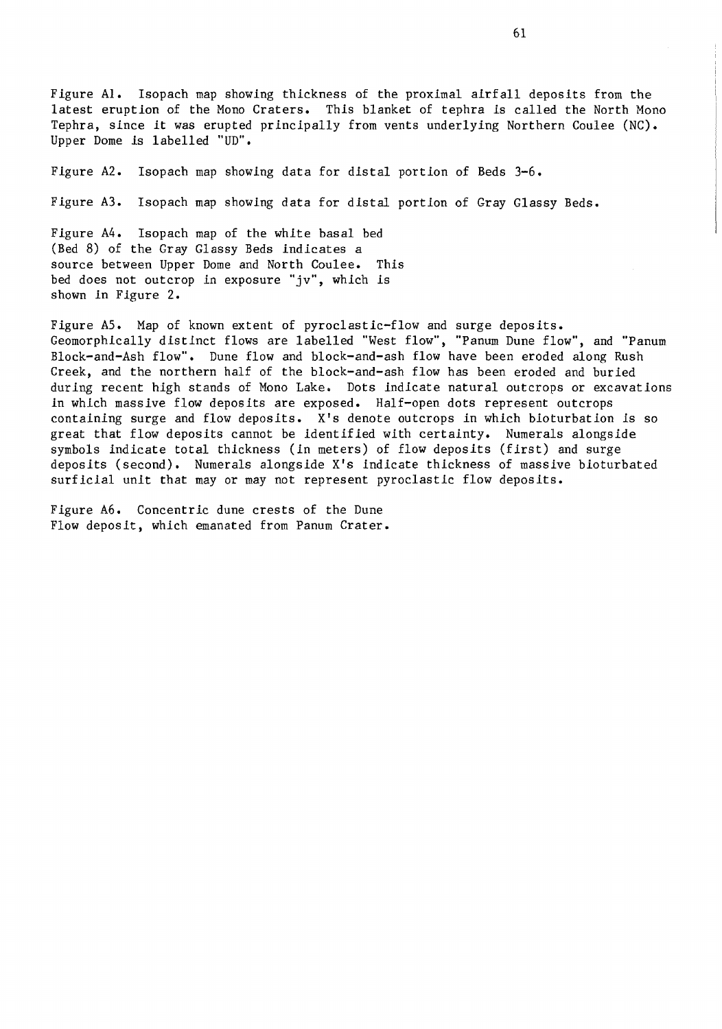Figure A1. Isopach map showing thickness of the proximal airfall deposits from the latest eruption of the Mono Craters. This blanket of tephra is called the North Mono Tephra, since it was erupted principally from vents underlying Northern Coulee (NC). Upper Dome is labelled "UD".

Figure A2. Isopach map showing data for distal portion of Beds 3-6.

Figure A3. Isopach map showing data for distal portion of Gray Glassy Beds.

Figure A4. Isopach map of the white basal bed (Bed 8) of the Gray Glassy Beds indicates a source between Upper Dome and North Coulee. This bed does not outcrop in exposure "jv", which is shown in Figure 2.

Figure A5. Map of known extent of pyroclastic-flow and surge deposits. Geomorphically distinct flows are labelled "West flow", "Panum Dune flow", and "Panum Block-and-Ash flow". Dune flow and block-and-ash flow have been eroded along Rush Creek, and the northern half of the block-and-ash flow has been eroded and buried during recent high stands of Mono Lake. Dots indicate natural outcrops or excavations in which massive flow deposits are exposed. Half-open dots represent outcrops containing surge and flow deposits. X's denote outcrops in which bioturbation is so great that flow deposits cannot be identified with certainty. Numerals alongside symbols indicate total thickness (in meters) of flow deposits (first) and surge deposits (second). Numerals alongside X's indicate thickness of massive bioturbated surficial unit that may or may not represent pyroclastic flow deposits.

Figure A6. Concentric dune crests of the Dune Flow deposit, which emanated from Panum Crater.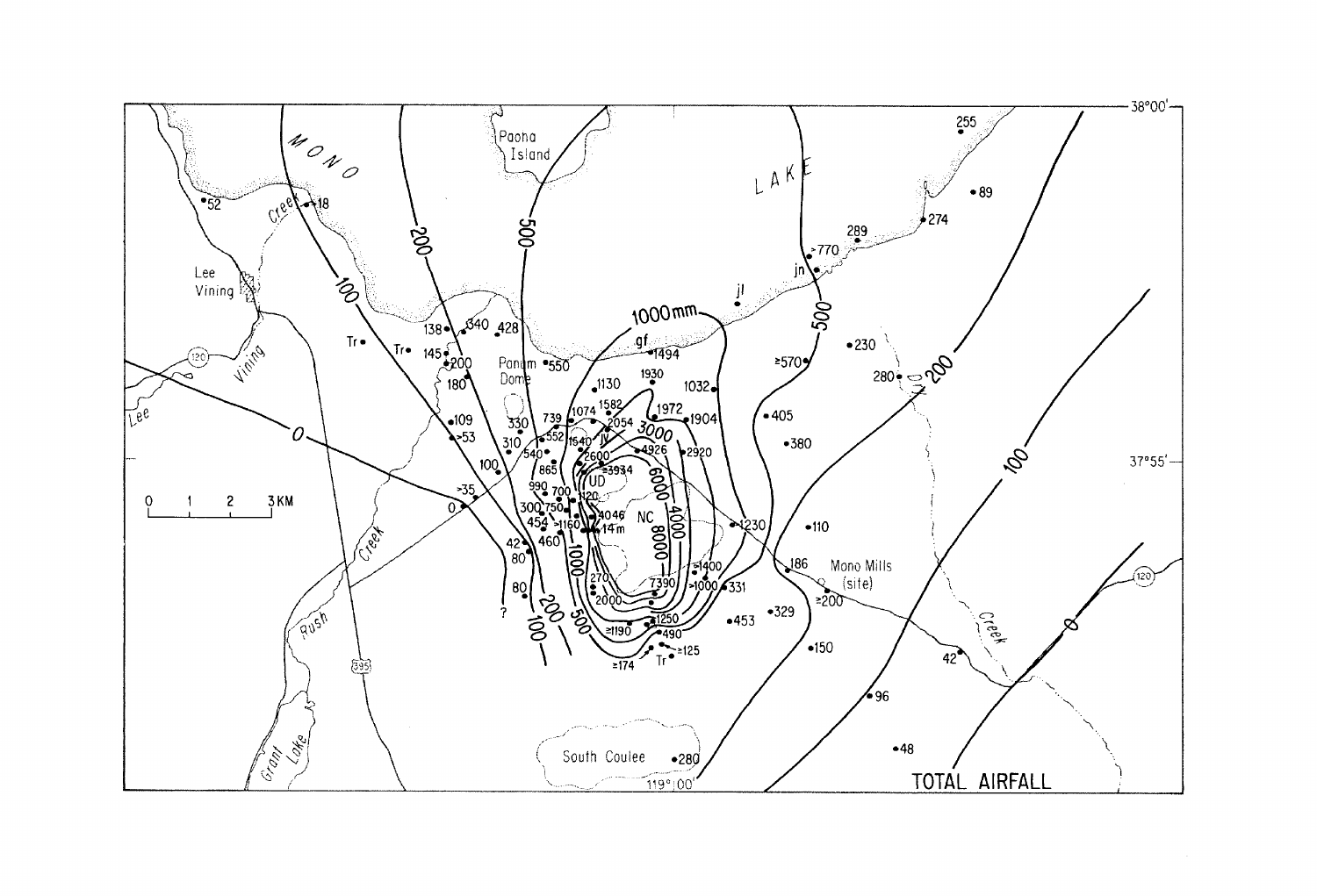TOTAL AIRFALL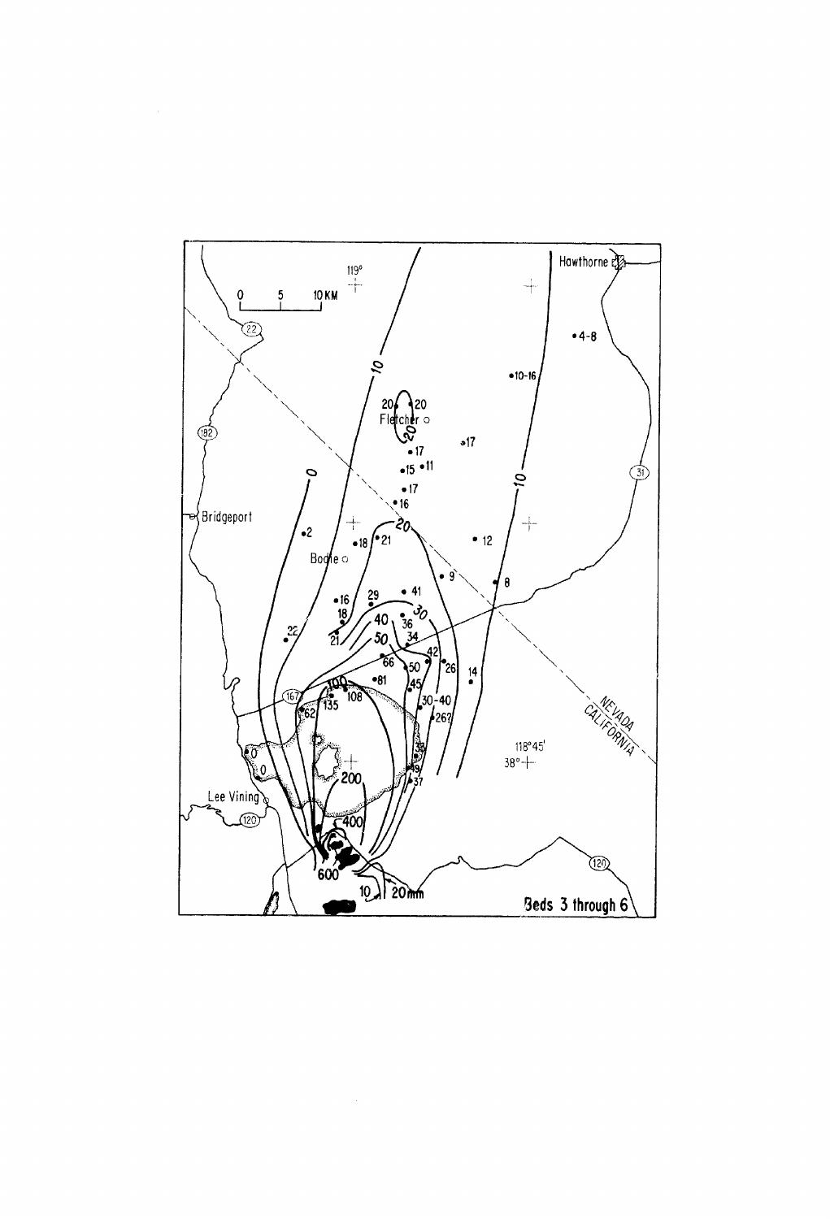Beds 3 through 6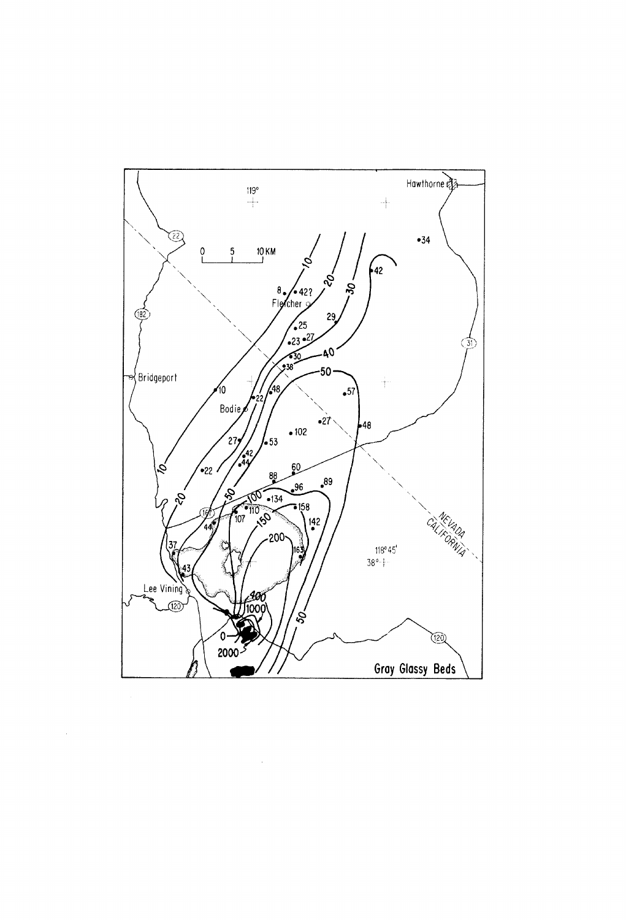Gray Glassy Beds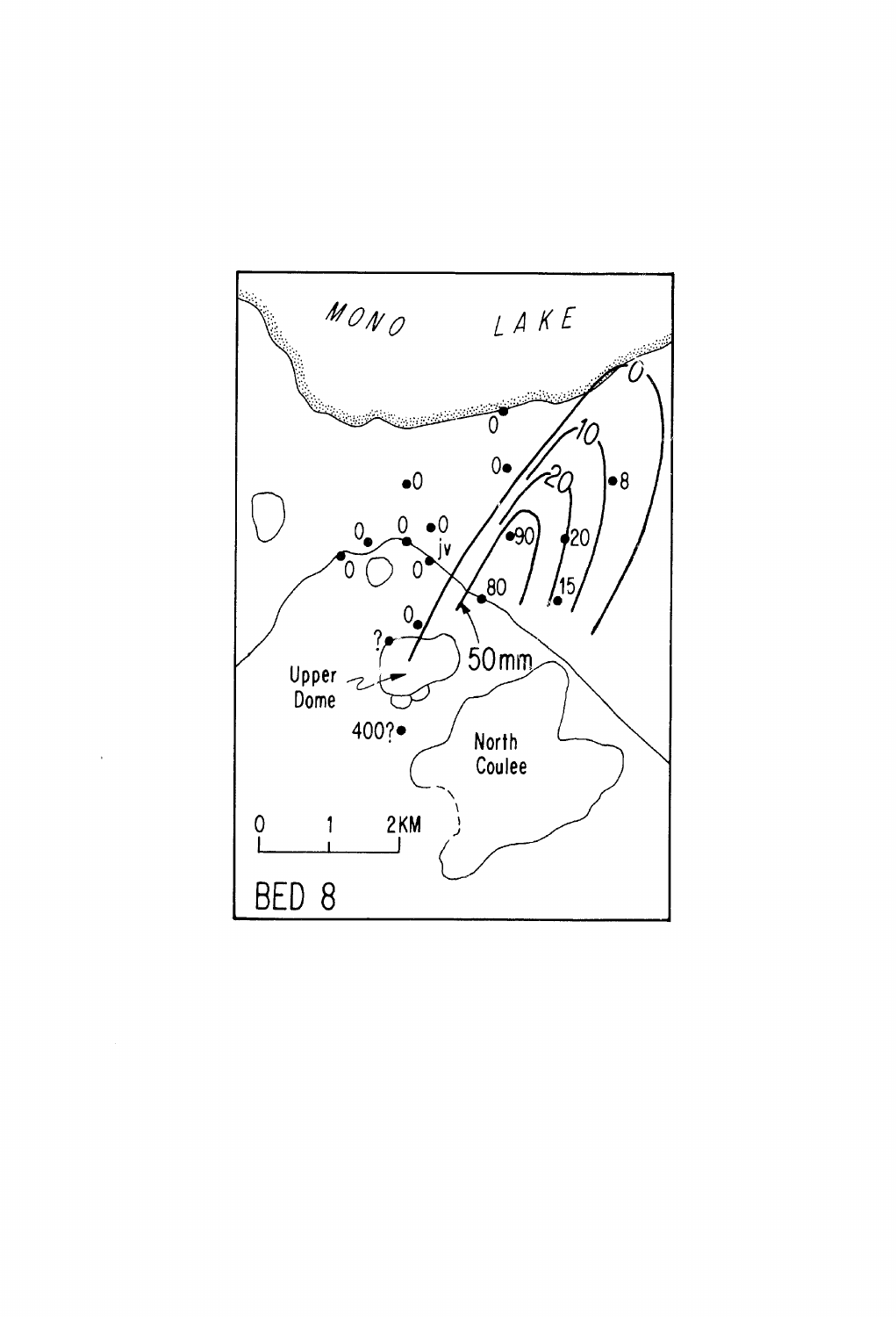MONO LAKE

0, 10, 20, 50mm

0, 0, 0, 0, 0, 0, 0, 0, 0, 8, 90, 20, 80, 15, jv, ?, 400?

Upper Dome

North Coulee

0 1 2KM

BED 8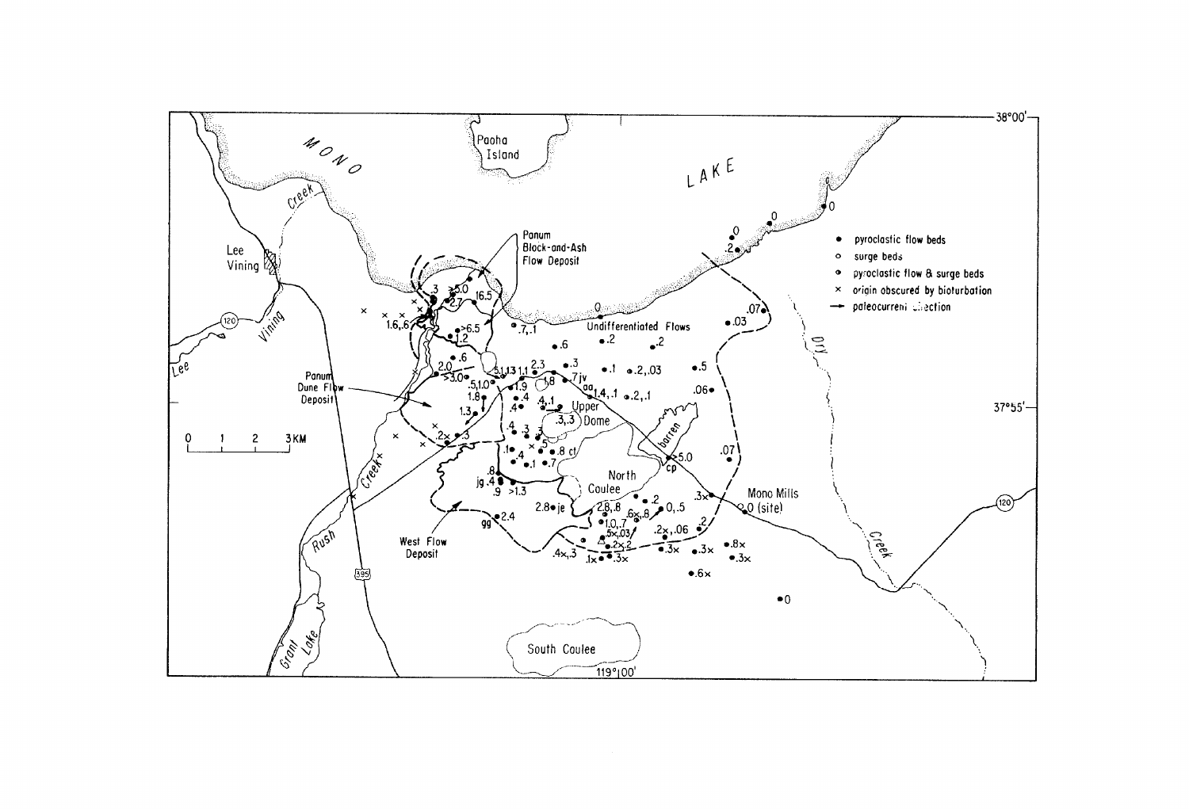pyroclastic flow beds
surge beds
pyroclastic flow & surge beds
origin obscured by bioturbation
paleocurrent direction

Panum Block-and-Ash Flow Deposit

Panum Dune Flow Deposit

West Flow Deposit

Undifferentiated Flows

Upper Dome

North Coulee

South Coulee

Mono Mills (site)

Mono Lake

Paoha Island

Lee Vining

0 1 2 3 KM

38°00'

37°55'

119°00'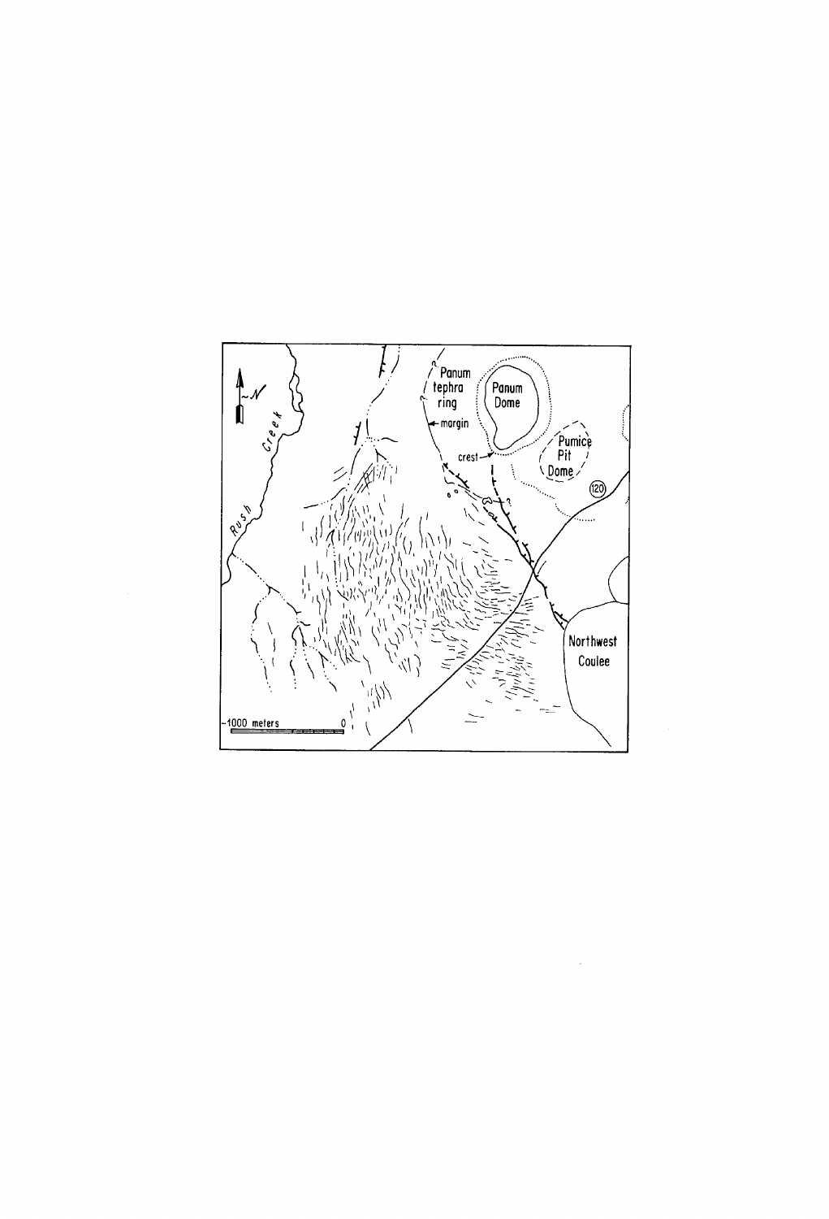~N

Rush Creek

Panum tephra ring

margin

crest

Panum Dome

Pumice Pit Dome

120

Northwest Coulee

~1000 meters 0